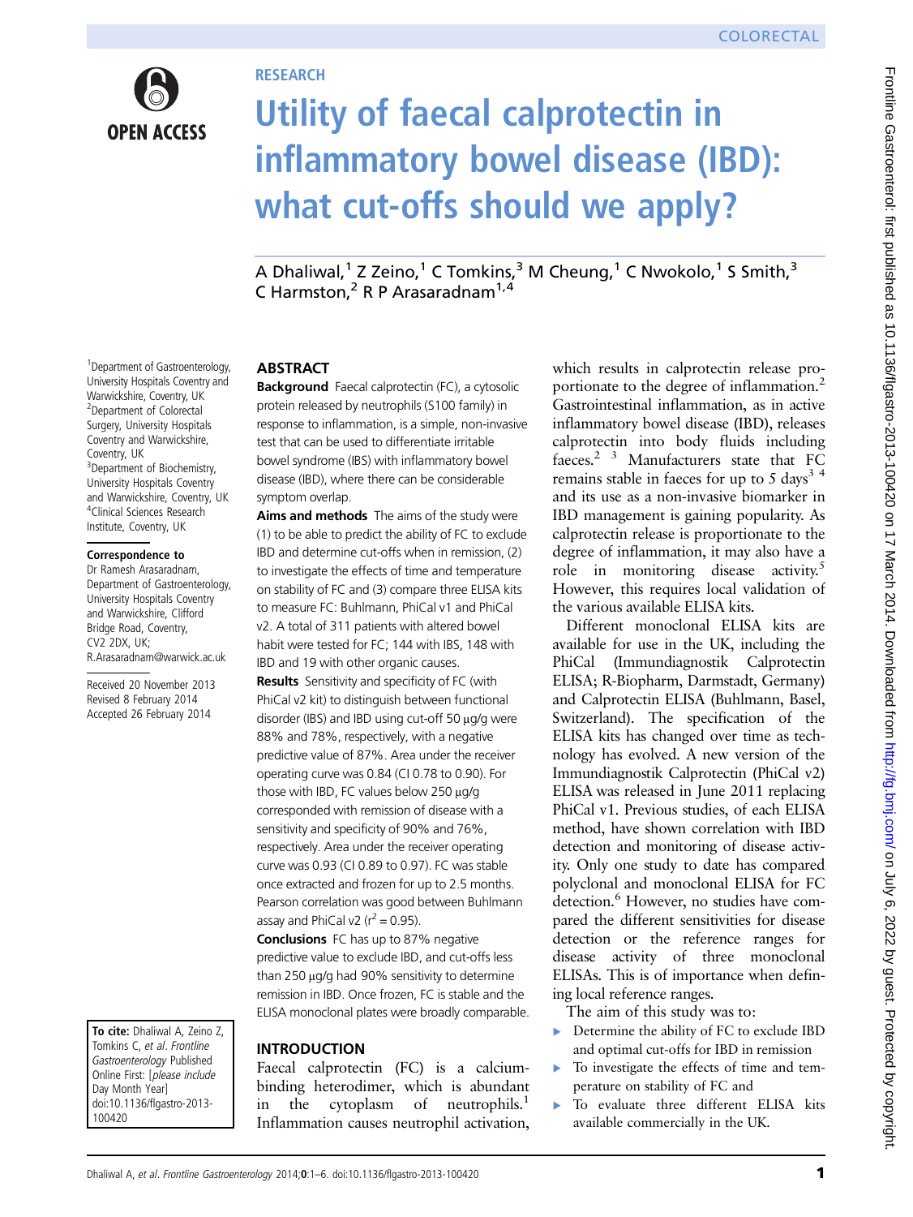COLORECTAL

OPEN ACCESS

RESEARCH

# Utility of faecal calprotectin in inflammatory bowel disease (IBD): what cut-offs should we apply?

A Dhaliwal,[1] Z Zeino,[1] C Tomkins,[3] M Cheung,[1] C Nwokolo,[1] S Smith,[3] C Harmston,[2] R P Arasaradnam[1,4]

[1]Department of Gastroenterology, University Hospitals Coventry and Warwickshire, Coventry, UK
[2]Department of Colorectal Surgery, University Hospitals Coventry and Warwickshire, Coventry, UK
[3]Department of Biochemistry, University Hospitals Coventry and Warwickshire, Coventry, UK
[4]Clinical Sciences Research Institute, Coventry, UK

**Correspondence to**
Dr Ramesh Arasaradnam, Department of Gastroenterology, University Hospitals Coventry and Warwickshire, Clifford Bridge Road, Coventry, CV2 2DX, UK; R.Arasaradnam@warwick.ac.uk

Received 20 November 2013
Revised 8 February 2014
Accepted 26 February 2014

**To cite:** Dhaliwal A, Zeino Z, Tomkins C, *et al*. *Frontline Gastroenterology* Published Online First: [*please include* Day Month Year] doi:10.1136/flgastro-2013-100420

## ABSTRACT

**Background** Faecal calprotectin (FC), a cytosolic protein released by neutrophils (S100 family) in response to inflammation, is a simple, non-invasive test that can be used to differentiate irritable bowel syndrome (IBS) with inflammatory bowel disease (IBD), where there can be considerable symptom overlap.

**Aims and methods** The aims of the study were (1) to be able to predict the ability of FC to exclude IBD and determine cut-offs when in remission, (2) to investigate the effects of time and temperature on stability of FC and (3) compare three ELISA kits to measure FC: Buhlmann, PhiCal v1 and PhiCal v2. A total of 311 patients with altered bowel habit were tested for FC; 144 with IBS, 148 with IBD and 19 with other organic causes.

**Results** Sensitivity and specificity of FC (with PhiCal v2 kit) to distinguish between functional disorder (IBS) and IBD using cut-off 50 μg/g were 88% and 78%, respectively, with a negative predictive value of 87%. Area under the receiver operating curve was 0.84 (CI 0.78 to 0.90). For those with IBD, FC values below 250 μg/g corresponded with remission of disease with a sensitivity and specificity of 90% and 76%, respectively. Area under the receiver operating curve was 0.93 (CI 0.89 to 0.97). FC was stable once extracted and frozen for up to 2.5 months. Pearson correlation was good between Buhlmann assay and PhiCal v2 ($r^2=0.95$).

**Conclusions** FC has up to 87% negative predictive value to exclude IBD, and cut-offs less than 250 μg/g had 90% sensitivity to determine remission in IBD. Once frozen, FC is stable and the ELISA monoclonal plates were broadly comparable.

## INTRODUCTION

Faecal calprotectin (FC) is a calcium-binding heterodimer, which is abundant in the cytoplasm of neutrophils.[1] Inflammation causes neutrophil activation, which results in calprotectin release proportionate to the degree of inflammation.[2] Gastrointestinal inflammation, as in active inflammatory bowel disease (IBD), releases calprotectin into body fluids including faeces.[2 3] Manufacturers state that FC remains stable in faeces for up to 5 days[3 4] and its use as a non-invasive biomarker in IBD management is gaining popularity. As calprotectin release is proportionate to the degree of inflammation, it may also have a role in monitoring disease activity.[5] However, this requires local validation of the various available ELISA kits.

Different monoclonal ELISA kits are available for use in the UK, including the PhiCal (Immundiagnostik Calprotectin ELISA; R-Biopharm, Darmstadt, Germany) and Calprotectin ELISA (Buhlmann, Basel, Switzerland). The specification of the ELISA kits has changed over time as technology has evolved. A new version of the Immundiagnostik Calprotectin (PhiCal v2) ELISA was released in June 2011 replacing PhiCal v1. Previous studies, of each ELISA method, have shown correlation with IBD detection and monitoring of disease activity. Only one study to date has compared polyclonal and monoclonal ELISA for FC detection.[6] However, no studies have compared the different sensitivities for disease detection or the reference ranges for disease activity of three monoclonal ELISAs. This is of importance when defining local reference ranges.

The aim of this study was to:

- Determine the ability of FC to exclude IBD and optimal cut-offs for IBD in remission
- To investigate the effects of time and temperature on stability of FC and
- To evaluate three different ELISA kits available commercially in the UK.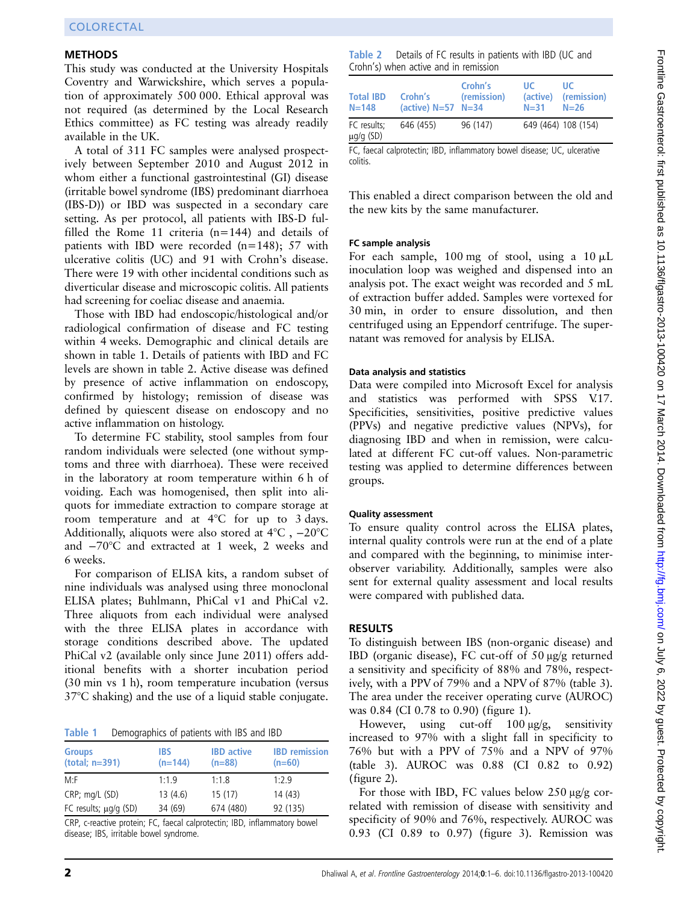## METHODS

This study was conducted at the University Hospitals Coventry and Warwickshire, which serves a population of approximately 500 000. Ethical approval was not required (as determined by the Local Research Ethics committee) as FC testing was already readily available in the UK.

A total of 311 FC samples were analysed prospectively between September 2010 and August 2012 in whom either a functional gastrointestinal (GI) disease (irritable bowel syndrome (IBS) predominant diarrhoea (IBS-D)) or IBD was suspected in a secondary care setting. As per protocol, all patients with IBS-D fulfilled the Rome 11 criteria (n=144) and details of patients with IBD were recorded (n=148); 57 with ulcerative colitis (UC) and 91 with Crohn's disease. There were 19 with other incidental conditions such as diverticular disease and microscopic colitis. All patients had screening for coeliac disease and anaemia.

Those with IBD had endoscopic/histological and/or radiological confirmation of disease and FC testing within 4 weeks. Demographic and clinical details are shown in table 1. Details of patients with IBD and FC levels are shown in table 2. Active disease was defined by presence of active inflammation on endoscopy, confirmed by histology; remission of disease was defined by quiescent disease on endoscopy and no active inflammation on histology.

To determine FC stability, stool samples from four random individuals were selected (one without symptoms and three with diarrhoea). These were received in the laboratory at room temperature within 6 h of voiding. Each was homogenised, then split into aliquots for immediate extraction to compare storage at room temperature and at 4°C for up to 3 days. Additionally, aliquots were also stored at 4°C , −20°C and −70°C and extracted at 1 week, 2 weeks and 6 weeks.

For comparison of ELISA kits, a random subset of nine individuals was analysed using three monoclonal ELISA plates; Buhlmann, PhiCal v1 and PhiCal v2. Three aliquots from each individual were analysed with the three ELISA plates in accordance with storage conditions described above. The updated PhiCal v2 (available only since June 2011) offers additional benefits with a shorter incubation period (30 min vs 1 h), room temperature incubation (versus 37°C shaking) and the use of a liquid stable conjugate.

**Table 1** Demographics of patients with IBS and IBD

| Groups (total; n=391) | IBS (n=144) | IBD active (n=88) | IBD remission (n=60) |
|---|---|---|---|
| M:F | 1:1.9 | 1:1.8 | 1:2.9 |
| CRP; mg/L (SD) | 13 (4.6) | 15 (17) | 14 (43) |
| FC results; μg/g (SD) | 34 (69) | 674 (480) | 92 (135) |

CRP, c-reactive protein; FC, faecal calprotectin; IBD, inflammatory bowel disease; IBS, irritable bowel syndrome.

**Table 2** Details of FC results in patients with IBD (UC and Crohn's) when active and in remission

| Total IBD N=148 | Crohn's (active) N=57 | Crohn's (remission) N=34 | UC (active) N=31 | UC (remission) N=26 |
|---|---|---|---|---|
| FC results; μg/g (SD) | 646 (455) | 96 (147) | 649 (464) | 108 (154) |

FC, faecal calprotectin; IBD, inflammatory bowel disease; UC, ulcerative colitis.

This enabled a direct comparison between the old and the new kits by the same manufacturer.

### FC sample analysis

For each sample, 100 mg of stool, using a 10 μL inoculation loop was weighed and dispensed into an analysis pot. The exact weight was recorded and 5 mL of extraction buffer added. Samples were vortexed for 30 min, in order to ensure dissolution, and then centrifuged using an Eppendorf centrifuge. The supernatant was removed for analysis by ELISA.

### Data analysis and statistics

Data were compiled into Microsoft Excel for analysis and statistics was performed with SPSS V.17. Specificities, sensitivities, positive predictive values (PPVs) and negative predictive values (NPVs), for diagnosing IBD and when in remission, were calculated at different FC cut-off values. Non-parametric testing was applied to determine differences between groups.

### Quality assessment

To ensure quality control across the ELISA plates, internal quality controls were run at the end of a plate and compared with the beginning, to minimise inter-observer variability. Additionally, samples were also sent for external quality assessment and local results were compared with published data.

## RESULTS

To distinguish between IBS (non-organic disease) and IBD (organic disease), FC cut-off of 50 μg/g returned a sensitivity and specificity of 88% and 78%, respectively, with a PPV of 79% and a NPV of 87% (table 3). The area under the receiver operating curve (AUROC) was 0.84 (CI 0.78 to 0.90) (figure 1).

However, using cut-off 100 μg/g, sensitivity increased to 97% with a slight fall in specificity to 76% but with a PPV of 75% and a NPV of 97% (table 3). AUROC was 0.88 (CI 0.82 to 0.92) (figure 2).

For those with IBD, FC values below 250 μg/g correlated with remission of disease with sensitivity and specificity of 90% and 76%, respectively. AUROC was 0.93 (CI 0.89 to 0.97) (figure 3). Remission was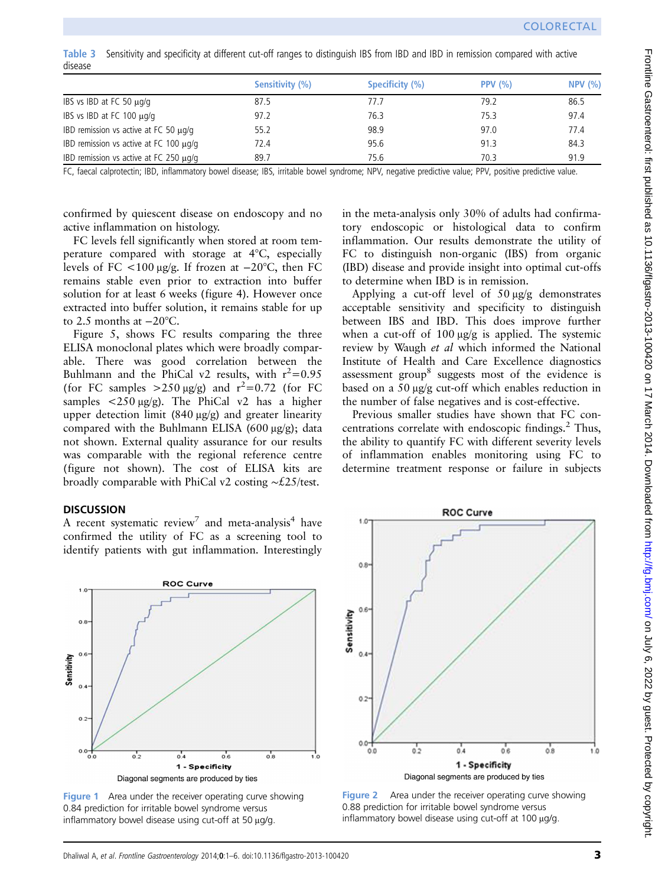**Table 3** Sensitivity and specificity at different cut-off ranges to distinguish IBS from IBD and IBD in remission compared with active disease

| | Sensitivity (%) | Specificity (%) | PPV (%) | NPV (%) |
|---|---|---|---|---|
| IBS vs IBD at FC 50 µg/g | 87.5 | 77.7 | 79.2 | 86.5 |
| IBS vs IBD at FC 100 µg/g | 97.2 | 76.3 | 75.3 | 97.4 |
| IBD remission vs active at FC 50 µg/g | 55.2 | 98.9 | 97.0 | 77.4 |
| IBD remission vs active at FC 100 µg/g | 72.4 | 95.6 | 91.3 | 84.3 |
| IBD remission vs active at FC 250 µg/g | 89.7 | 75.6 | 70.3 | 91.9 |

FC, faecal calprotectin; IBD, inflammatory bowel disease; IBS, irritable bowel syndrome; NPV, negative predictive value; PPV, positive predictive value.

confirmed by quiescent disease on endoscopy and no active inflammation on histology.

FC levels fell significantly when stored at room temperature compared with storage at 4°C, especially levels of FC <100 µg/g. If frozen at −20°C, then FC remains stable even prior to extraction into buffer solution for at least 6 weeks (figure 4). However once extracted into buffer solution, it remains stable for up to 2.5 months at −20°C.

Figure 5, shows FC results comparing the three ELISA monoclonal plates which were broadly comparable. There was good correlation between the Buhlmann and the PhiCal v2 results, with $r^2$=0.95 (for FC samples >250 µg/g) and $r^2$=0.72 (for FC samples <250 µg/g). The PhiCal v2 has a higher upper detection limit (840 µg/g) and greater linearity compared with the Buhlmann ELISA (600 µg/g); data not shown. External quality assurance for our results was comparable with the regional reference centre (figure not shown). The cost of ELISA kits are broadly comparable with PhiCal v2 costing ∼£25/test.

## DISCUSSION

A recent systematic review[7] and meta-analysis[4] have confirmed the utility of FC as a screening tool to identify patients with gut inflammation. Interestingly in the meta-analysis only 30% of adults had confirmatory endoscopic or histological data to confirm inflammation. Our results demonstrate the utility of FC to distinguish non-organic (IBS) from organic (IBD) disease and provide insight into optimal cut-offs to determine when IBD is in remission.

Applying a cut-off level of 50 µg/g demonstrates acceptable sensitivity and specificity to distinguish between IBS and IBD. This does improve further when a cut-off of 100 µg/g is applied. The systemic review by Waugh *et al* which informed the National Institute of Health and Care Excellence diagnostics assessment group[8] suggests most of the evidence is based on a 50 µg/g cut-off which enables reduction in the number of false negatives and is cost-effective.

Previous smaller studies have shown that FC concentrations correlate with endoscopic findings.[2] Thus, the ability to quantify FC with different severity levels of inflammation enables monitoring using FC to determine treatment response or failure in subjects

**Figure 1** Area under the receiver operating curve showing 0.84 prediction for irritable bowel syndrome versus inflammatory bowel disease using cut-off at 50 µg/g.

**Figure 2** Area under the receiver operating curve showing 0.88 prediction for irritable bowel syndrome versus inflammatory bowel disease using cut-off at 100 µg/g.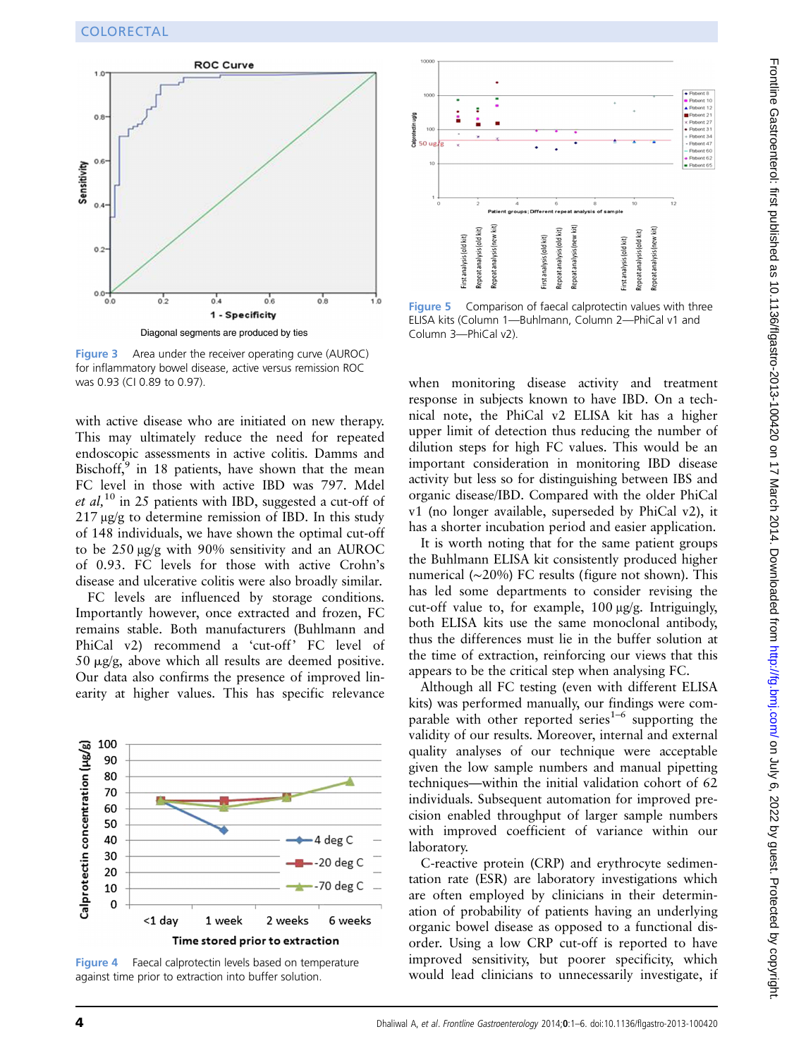Figure 3 Area under the receiver operating curve (AUROC) for inflammatory bowel disease, active versus remission ROC was 0.93 (CI 0.89 to 0.97).

with active disease who are initiated on new therapy. This may ultimately reduce the need for repeated endoscopic assessments in active colitis. Damms and Bischoff,[9] in 18 patients, have shown that the mean FC level in those with active IBD was 797. Mdel *et al*,[10] in 25 patients with IBD, suggested a cut-off of 217 µg/g to determine remission of IBD. In this study of 148 individuals, we have shown the optimal cut-off to be 250 µg/g with 90% sensitivity and an AUROC of 0.93. FC levels for those with active Crohn's disease and ulcerative colitis were also broadly similar.

FC levels are influenced by storage conditions. Importantly however, once extracted and frozen, FC remains stable. Both manufacturers (Buhlmann and PhiCal v2) recommend a 'cut-off' FC level of 50 µg/g, above which all results are deemed positive. Our data also confirms the presence of improved linearity at higher values. This has specific relevance

Figure 4 Faecal calprotectin levels based on temperature against time prior to extraction into buffer solution.

Figure 5 Comparison of faecal calprotectin values with three ELISA kits (Column 1—Buhlmann, Column 2—PhiCal v1 and Column 3—PhiCal v2).

when monitoring disease activity and treatment response in subjects known to have IBD. On a technical note, the PhiCal v2 ELISA kit has a higher upper limit of detection thus reducing the number of dilution steps for high FC values. This would be an important consideration in monitoring IBD disease activity but less so for distinguishing between IBS and organic disease/IBD. Compared with the older PhiCal v1 (no longer available, superseded by PhiCal v2), it has a shorter incubation period and easier application.

It is worth noting that for the same patient groups the Buhlmann ELISA kit consistently produced higher numerical (~20%) FC results (figure not shown). This has led some departments to consider revising the cut-off value to, for example, 100 µg/g. Intriguingly, both ELISA kits use the same monoclonal antibody, thus the differences must lie in the buffer solution at the time of extraction, reinforcing our views that this appears to be the critical step when analysing FC.

Although all FC testing (even with different ELISA kits) was performed manually, our findings were comparable with other reported series[1–6] supporting the validity of our results. Moreover, internal and external quality analyses of our technique were acceptable given the low sample numbers and manual pipetting techniques—within the initial validation cohort of 62 individuals. Subsequent automation for improved precision enabled throughput of larger sample numbers with improved coefficient of variance within our laboratory.

C-reactive protein (CRP) and erythrocyte sedimentation rate (ESR) are laboratory investigations which are often employed by clinicians in their determination of probability of patients having an underlying organic bowel disease as opposed to a functional disorder. Using a low CRP cut-off is reported to have improved sensitivity, but poorer specificity, which would lead clinicians to unnecessarily investigate, if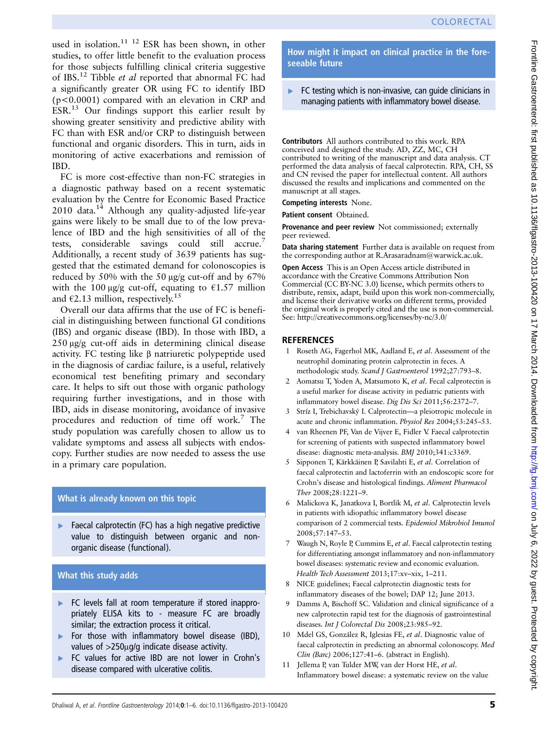used in isolation.[11 12] ESR has been shown, in other studies, to offer little benefit to the evaluation process for those subjects fulfilling clinical criteria suggestive of IBS.[12] Tibble *et al* reported that abnormal FC had a significantly greater OR using FC to identify IBD ($p<0.0001$) compared with an elevation in CRP and ESR.[13] Our findings support this earlier result by showing greater sensitivity and predictive ability with FC than with ESR and/or CRP to distinguish between functional and organic disorders. This in turn, aids in monitoring of active exacerbations and remission of IBD.

FC is more cost-effective than non-FC strategies in a diagnostic pathway based on a recent systematic evaluation by the Centre for Economic Based Practice 2010 data.[14] Although any quality-adjusted life-year gains were likely to be small due to of the low prevalence of IBD and the high sensitivities of all of the tests, considerable savings could still accrue.[7] Additionally, a recent study of 3639 patients has suggested that the estimated demand for colonoscopies is reduced by 50% with the 50 μg/g cut-off and by 67% with the 100 μg/g cut-off, equating to €1.57 million and €2.13 million, respectively.[15]

Overall our data affirms that the use of FC is beneficial in distinguishing between functional GI conditions (IBS) and organic disease (IBD). In those with IBD, a 250 μg/g cut-off aids in determining clinical disease activity. FC testing like β natriuretic polypeptide used in the diagnosis of cardiac failure, is a useful, relatively economical test benefiting primary and secondary care. It helps to sift out those with organic pathology requiring further investigations, and in those with IBD, aids in disease monitoring, avoidance of invasive procedures and reduction of time off work.[7] The study population was carefully chosen to allow us to validate symptoms and assess all subjects with endoscopy. Further studies are now needed to assess the use in a primary care population.

### What is already known on this topic

- Faecal calprotectin (FC) has a high negative predictive value to distinguish between organic and non-organic disease (functional).

### What this study adds

- FC levels fall at room temperature if stored inappropriately ELISA kits to - measure FC are broadly similar; the extraction process it critical.
- For those with inflammatory bowel disease (IBD), values of >250μg/g indicate disease activity.
- FC values for active IBD are not lower in Crohn's disease compared with ulcerative colitis.

### How might it impact on clinical practice in the foreseeable future

- FC testing which is non-invasive, can guide clinicians in managing patients with inflammatory bowel disease.

**Contributors** All authors contributed to this work. RPA conceived and designed the study. AD, ZZ, MC, CH contributed to writing of the manuscript and data analysis. CT performed the data analysis of faecal calprotectin. RPA, CH, SS and CN revised the paper for intellectual content. All authors discussed the results and implications and commented on the manuscript at all stages.

**Competing interests** None.

**Patient consent** Obtained.

**Provenance and peer review** Not commissioned; externally peer reviewed.

**Data sharing statement** Further data is available on request from the corresponding author at R.Arasaradnam@warwick.ac.uk.

**Open Access** This is an Open Access article distributed in accordance with the Creative Commons Attribution Non Commercial (CC BY-NC 3.0) license, which permits others to distribute, remix, adapt, build upon this work non-commercially, and license their derivative works on different terms, provided the original work is properly cited and the use is non-commercial. See: http://creativecommons.org/licenses/by-nc/3.0/

## REFERENCES

1. Roseth AG, Fagerhol MK, Aadland E, *et al*. Assessment of the neutrophil dominating protein calprotectin in feces. A methodologic study. *Scand J Gastroenterol* 1992;27:793–8.
2. Aomatsu T, Yoden A, Matsumoto K, *et al*. Fecal calprotectin is a useful marker for disease activity in pediatric patients with inflammatory bowel disease. *Dig Dis Sci* 2011;56:2372–7.
3. Stríz I, Trebichavský I. Calprotectin—a pleiotropic molecule in acute and chronic inflammation. *Physiol Res* 2004;53:245–53.
4. van Rheenen PF, Van de Vijver E, Fidler V. Faecal calprotectin for screening of patients with suspected inflammatory bowel disease: diagnostic meta-analysis. *BMJ* 2010;341:c3369.
5. Sipponen T, Kärkkäinen P, Savilahti E, *et al*. Correlation of faecal calprotectin and lactoferrin with an endoscopic score for Crohn's disease and histological findings. *Aliment Pharmacol Ther* 2008;28:1221–9.
6. Malickova K, Janatkova I, Bortlik M, *et al*. Calprotectin levels in patients with idiopathic inflammatory bowel disease comparison of 2 commercial tests. *Epidemiol Mikrobiol Imunol* 2008;57:147–53.
7. Waugh N, Royle P, Cummins E, *et al*. Faecal calprotectin testing for differentiating amongst inflammatory and non-inflammatory bowel diseases: systematic review and economic evaluation. *Health Tech Assessment* 2013;17:xv–xix, 1–211.
8. NICE guidelines; Faecal calprotectin diagnostic tests for inflammatory diseases of the bowel; DAP 12; June 2013.
9. Damms A, Bischoff SC. Validation and clinical significance of a new calprotectin rapid test for the diagnosis of gastrointestinal diseases. *Int J Colorectal Dis* 2008;23:985–92.
10. Mdel GS, González R, Iglesias FE, *et al*. Diagnostic value of faecal calprotectin in predicting an abnormal colonoscopy. *Med Clin (Barc)* 2006;127:41–6. (abstract in English).
11. Jellema P, van Tulder MW, van der Horst HE, *et al*. Inflammatory bowel disease: a systematic review on the value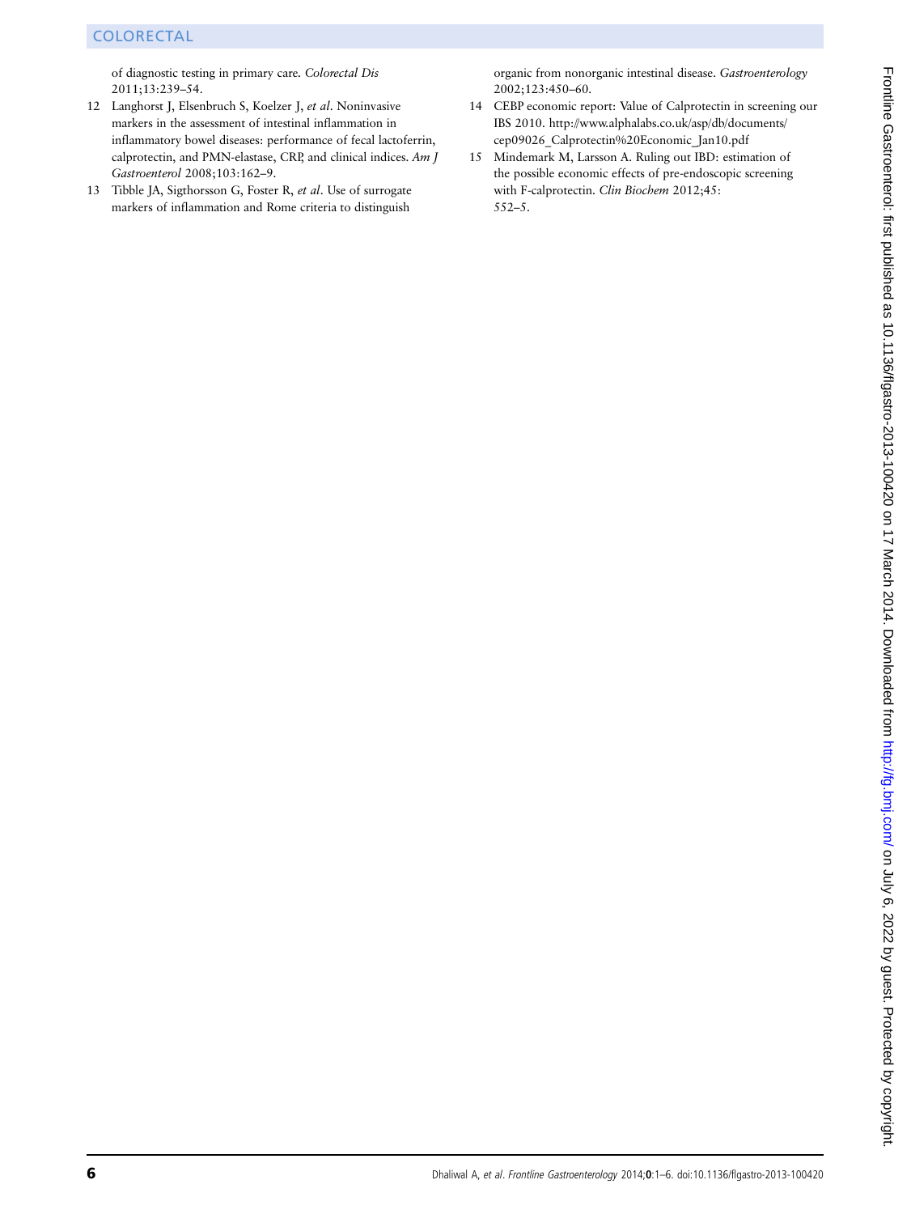of diagnostic testing in primary care. *Colorectal Dis* 2011;13:239–54.

12 Langhorst J, Elsenbruch S, Koelzer J, *et al*. Noninvasive markers in the assessment of intestinal inflammation in inflammatory bowel diseases: performance of fecal lactoferrin, calprotectin, and PMN-elastase, CRP, and clinical indices. *Am J Gastroenterol* 2008;103:162–9.

13 Tibble JA, Sigthorsson G, Foster R, *et al*. Use of surrogate markers of inflammation and Rome criteria to distinguish organic from nonorganic intestinal disease. *Gastroenterology* 2002;123:450–60.

14 CEBP economic report: Value of Calprotectin in screening our IBS 2010. http://www.alphalabs.co.uk/asp/db/documents/cep09026_Calprotectin%20Economic_Jan10.pdf

15 Mindemark M, Larsson A. Ruling out IBD: estimation of the possible economic effects of pre-endoscopic screening with F-calprotectin. *Clin Biochem* 2012;45:552–5.